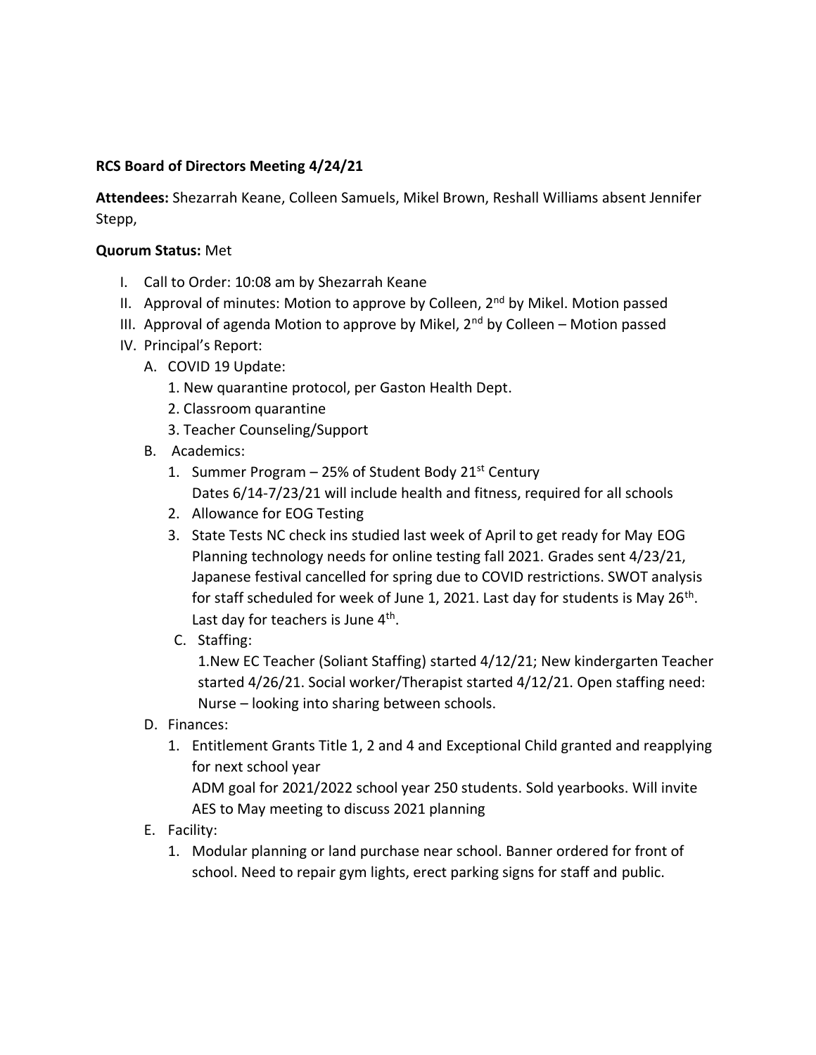**RCS Board of Directors Meeting 4/24/21**

**Attendees:** Shezarrah Keane, Colleen Samuels, Mikel Brown, Reshall Williams absent Jennifer Stepp,

**Quorum Status:** Met

I. Call to Order: 10:08 am by Shezarrah Keane
II. Approval of minutes: Motion to approve by Colleen, 2nd by Mikel. Motion passed
III. Approval of agenda Motion to approve by Mikel, 2nd by Colleen – Motion passed
IV. Principal's Report:
   A. COVID 19 Update:
      1. New quarantine protocol, per Gaston Health Dept.
      2. Classroom quarantine
      3. Teacher Counseling/Support
   B. Academics:
      1. Summer Program – 25% of Student Body 21st Century
         Dates 6/14-7/23/21 will include health and fitness, required for all schools
      2. Allowance for EOG Testing
      3. State Tests NC check ins studied last week of April to get ready for May EOG Planning technology needs for online testing fall 2021. Grades sent 4/23/21, Japanese festival cancelled for spring due to COVID restrictions. SWOT analysis for staff scheduled for week of June 1, 2021. Last day for students is May 26th. Last day for teachers is June 4th.
   C. Staffing:
      1. New EC Teacher (Soliant Staffing) started 4/12/21; New kindergarten Teacher started 4/26/21. Social worker/Therapist started 4/12/21. Open staffing need: Nurse – looking into sharing between schools.
   D. Finances:
      1. Entitlement Grants Title 1, 2 and 4 and Exceptional Child granted and reapplying for next school year
         ADM goal for 2021/2022 school year 250 students. Sold yearbooks. Will invite AES to May meeting to discuss 2021 planning
   E. Facility:
      1. Modular planning or land purchase near school. Banner ordered for front of school. Need to repair gym lights, erect parking signs for staff and public.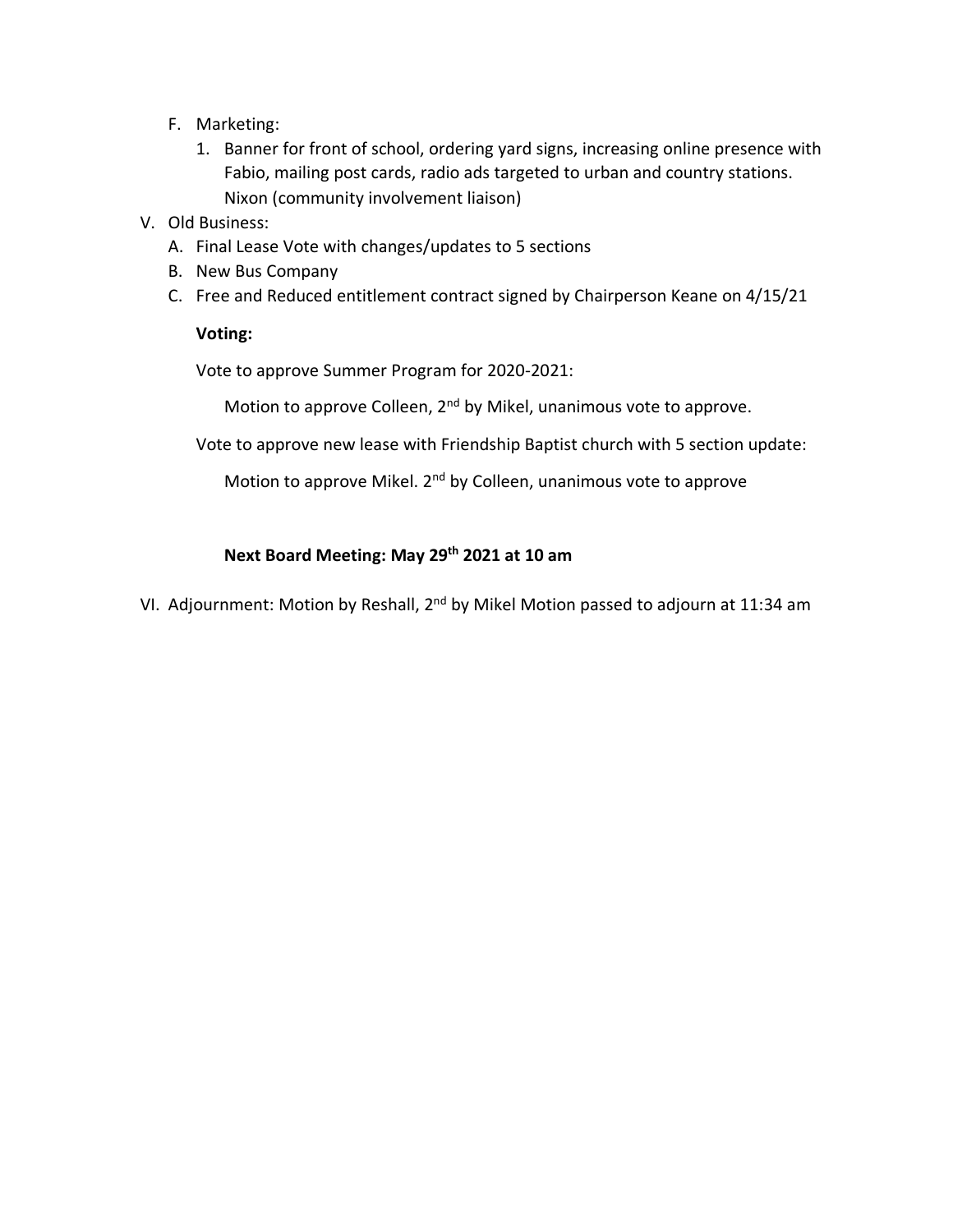F. Marketing:
   1. Banner for front of school, ordering yard signs, increasing online presence with Fabio, mailing post cards, radio ads targeted to urban and country stations. Nixon (community involvement liaison)

V. Old Business:
   A. Final Lease Vote with changes/updates to 5 sections
   B. New Bus Company
   C. Free and Reduced entitlement contract signed by Chairperson Keane on 4/15/21

**Voting:**

Vote to approve Summer Program for 2020-2021:

Motion to approve Colleen, 2nd by Mikel, unanimous vote to approve.

Vote to approve new lease with Friendship Baptist church with 5 section update:

Motion to approve Mikel. 2nd by Colleen, unanimous vote to approve

**Next Board Meeting: May 29th 2021 at 10 am**

VI. Adjournment: Motion by Reshall, 2nd by Mikel Motion passed to adjourn at 11:34 am